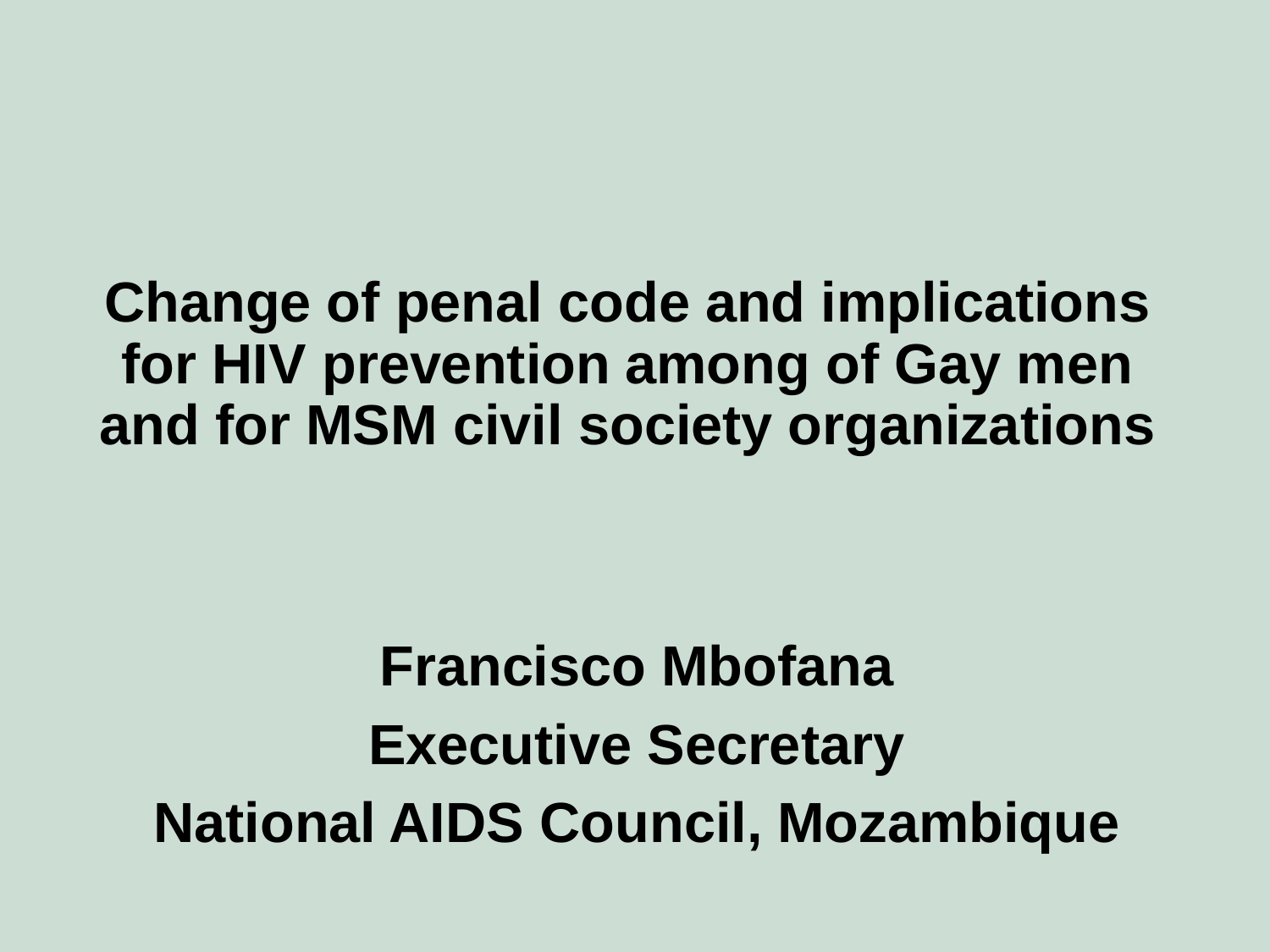# Change of penal code and implications for HIV prevention among of Gay men and for MSM civil society organizations

**Francisco Mbofana**

**Executive Secretary**

**National AIDS Council, Mozambique**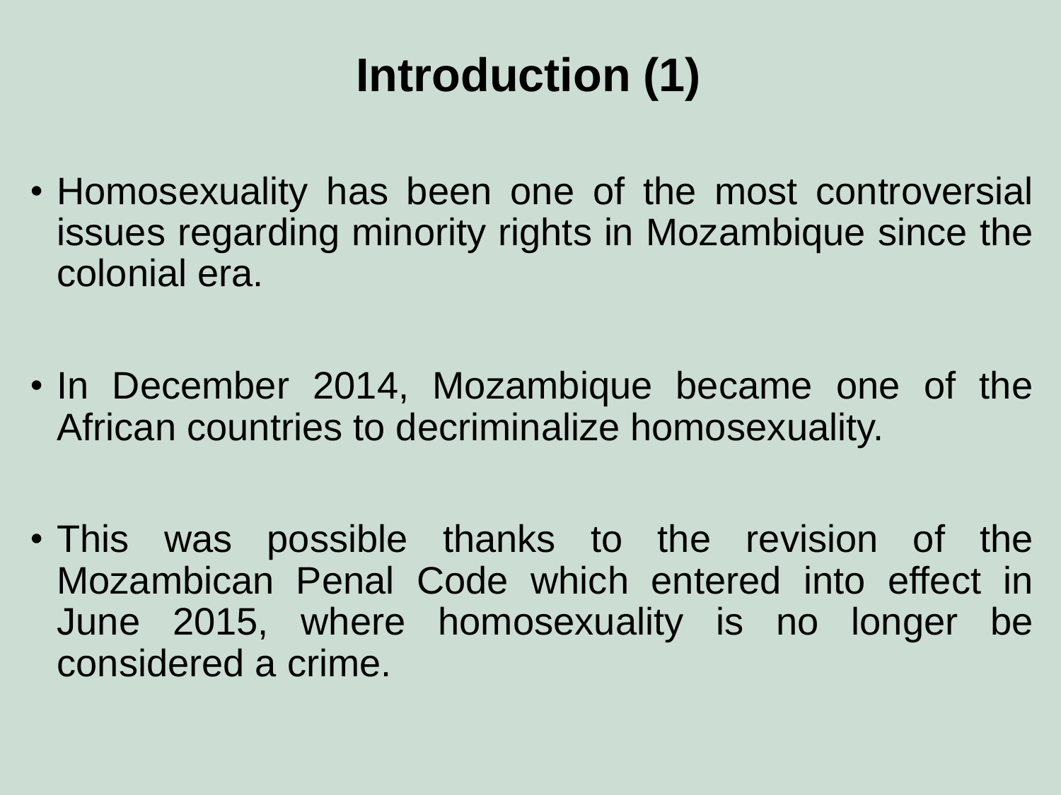# Introduction (1)

- Homosexuality has been one of the most controversial issues regarding minority rights in Mozambique since the colonial era.

- In December 2014, Mozambique became one of the African countries to decriminalize homosexuality.

- This was possible thanks to the revision of the Mozambican Penal Code which entered into effect in June 2015, where homosexuality is no longer be considered a crime.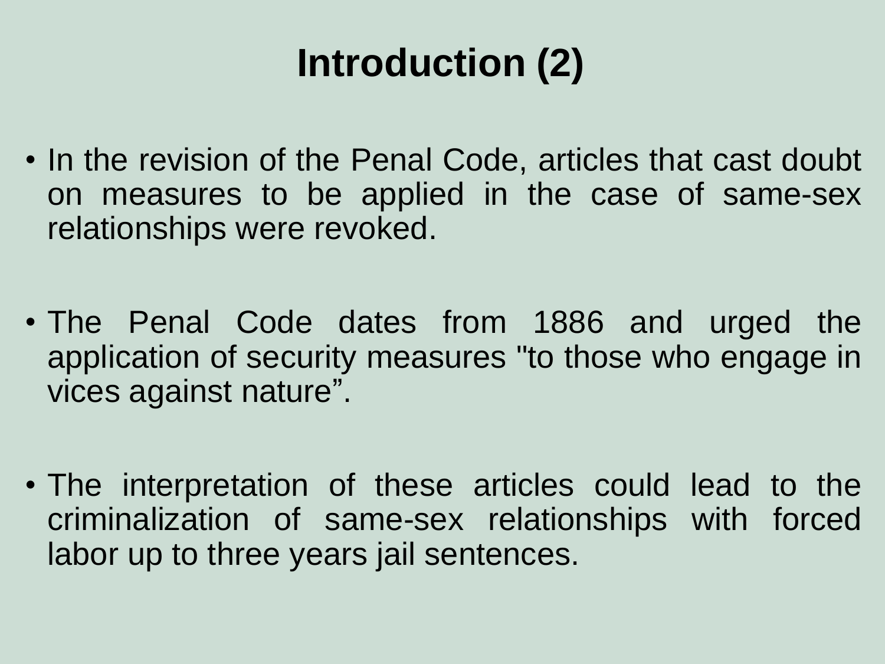# Introduction (2)

- In the revision of the Penal Code, articles that cast doubt on measures to be applied in the case of same-sex relationships were revoked.

- The Penal Code dates from 1886 and urged the application of security measures "to those who engage in vices against nature”.

- The interpretation of these articles could lead to the criminalization of same-sex relationships with forced labor up to three years jail sentences.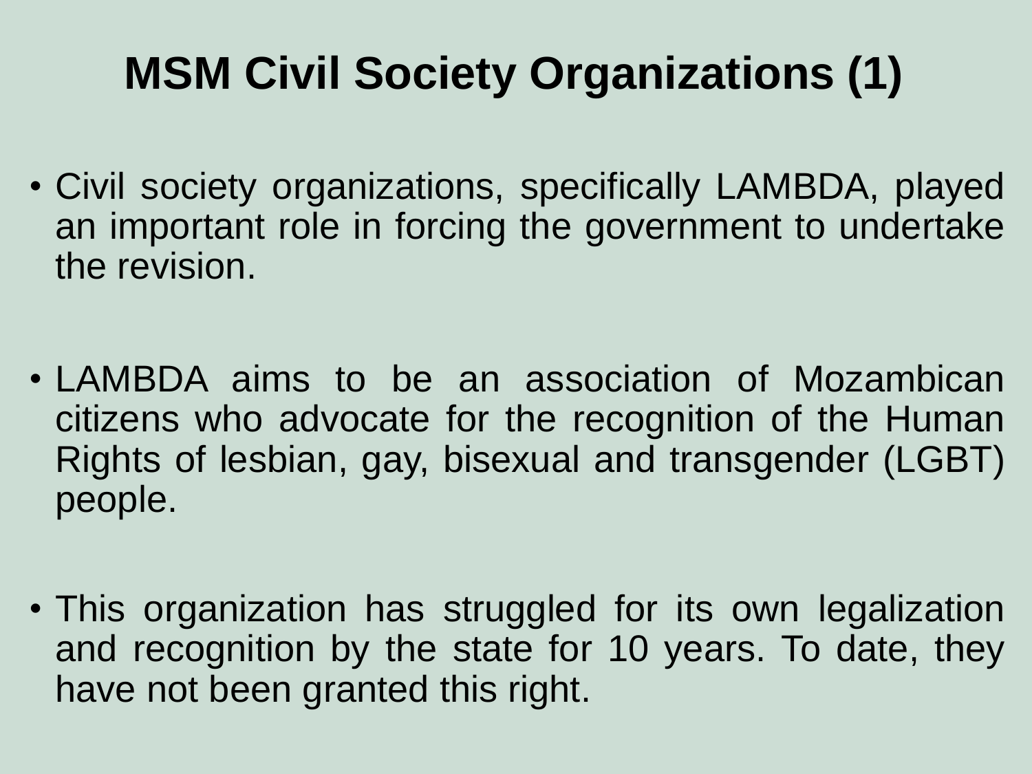# MSM Civil Society Organizations (1)

- Civil society organizations, specifically LAMBDA, played an important role in forcing the government to undertake the revision.
- LAMBDA aims to be an association of Mozambican citizens who advocate for the recognition of the Human Rights of lesbian, gay, bisexual and transgender (LGBT) people.
- This organization has struggled for its own legalization and recognition by the state for 10 years. To date, they have not been granted this right.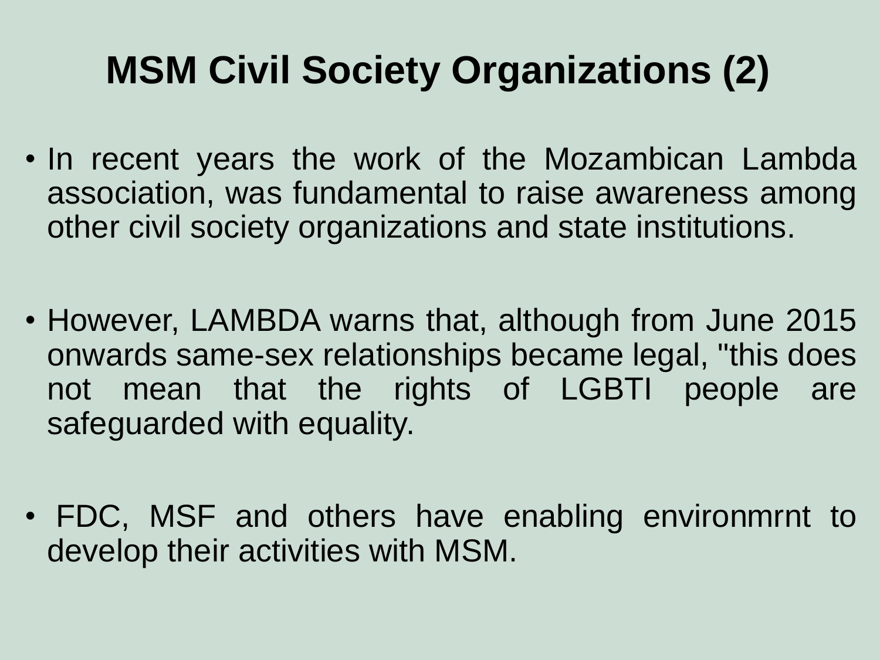# MSM Civil Society Organizations (2)

- In recent years the work of the Mozambican Lambda association, was fundamental to raise awareness among other civil society organizations and state institutions.

- However, LAMBDA warns that, although from June 2015 onwards same-sex relationships became legal, "this does not mean that the rights of LGBTI people are safeguarded with equality.

- FDC, MSF and others have enabling environmrnt to develop their activities with MSM.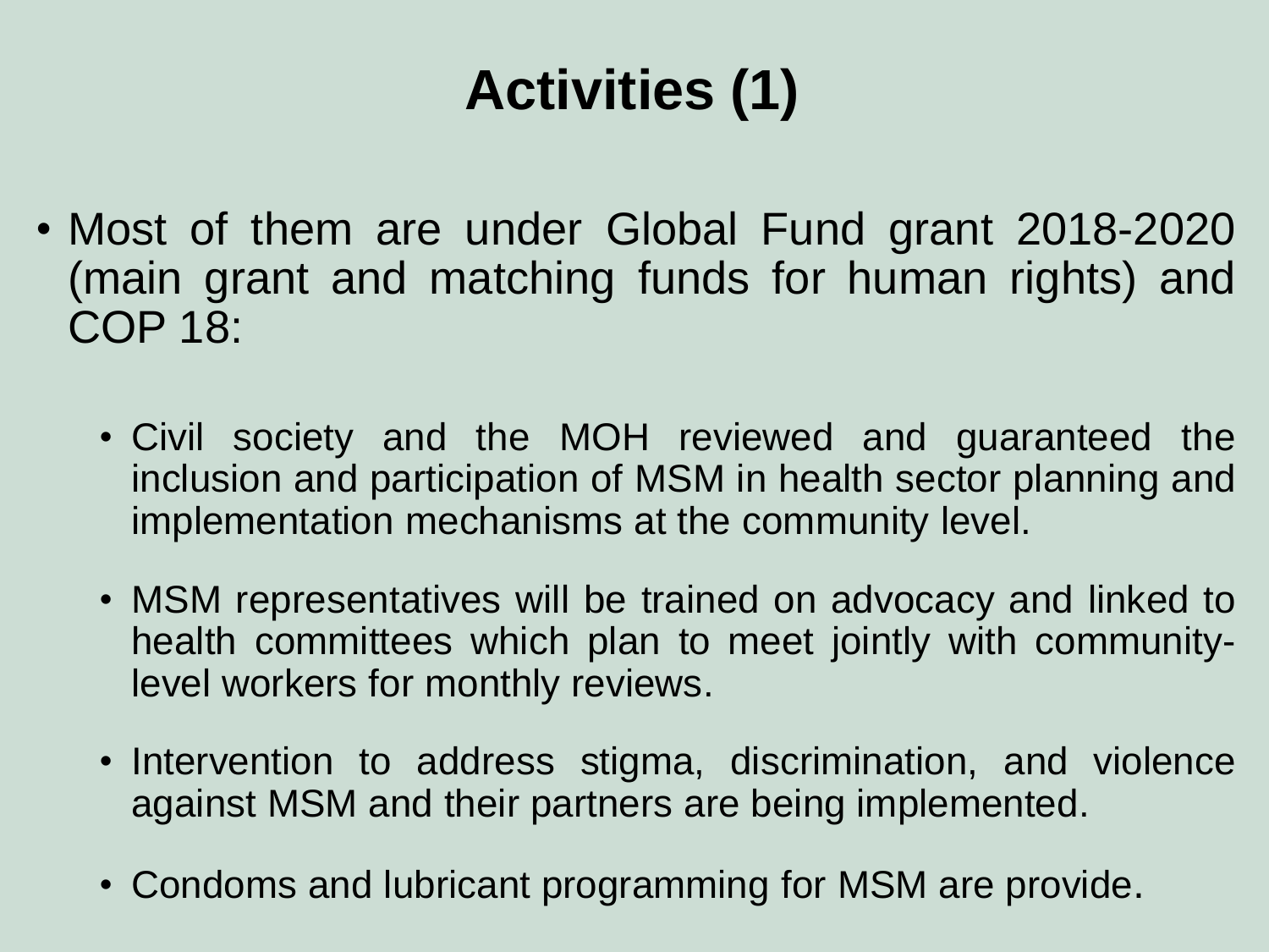# Activities (1)

- Most of them are under Global Fund grant 2018-2020 (main grant and matching funds for human rights) and COP 18:
  - Civil society and the MOH reviewed and guaranteed the inclusion and participation of MSM in health sector planning and implementation mechanisms at the community level.
  - MSM representatives will be trained on advocacy and linked to health committees which plan to meet jointly with community-level workers for monthly reviews.
  - Intervention to address stigma, discrimination, and violence against MSM and their partners are being implemented.
  - Condoms and lubricant programming for MSM are provide.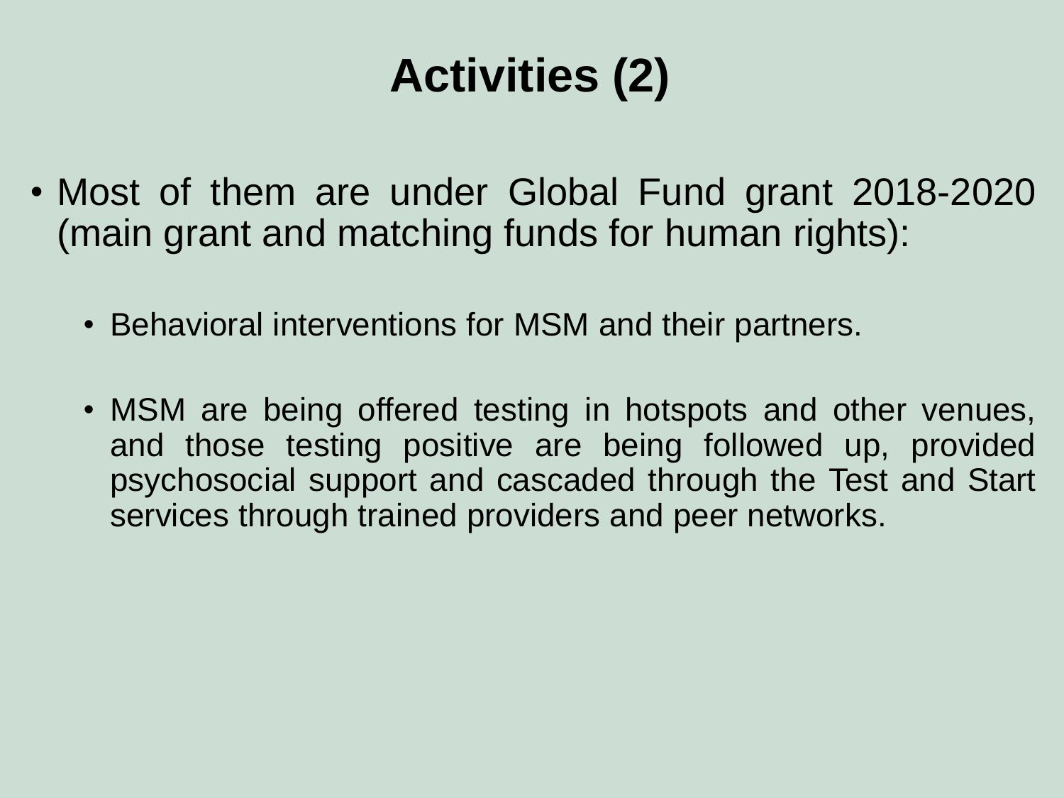# Activities (2)

- Most of them are under Global Fund grant 2018-2020 (main grant and matching funds for human rights):

  - Behavioral interventions for MSM and their partners.

  - MSM are being offered testing in hotspots and other venues, and those testing positive are being followed up, provided psychosocial support and cascaded through the Test and Start services through trained providers and peer networks.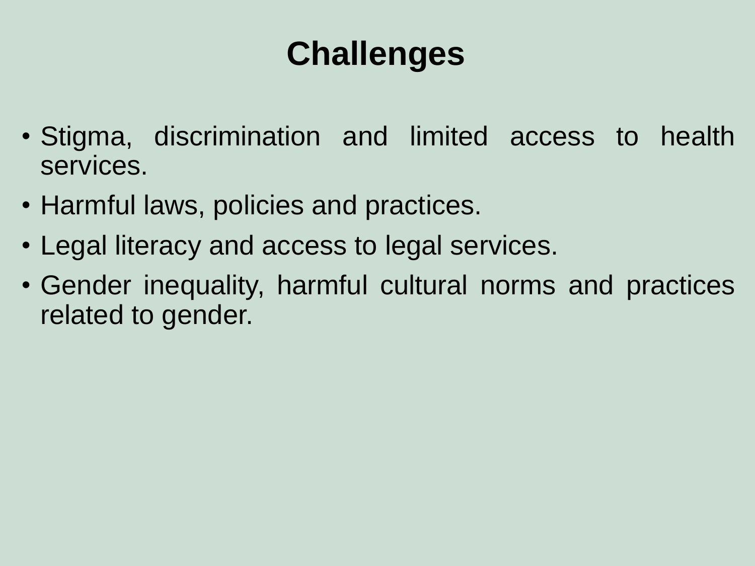# Challenges

- Stigma, discrimination and limited access to health services.
- Harmful laws, policies and practices.
- Legal literacy and access to legal services.
- Gender inequality, harmful cultural norms and practices related to gender.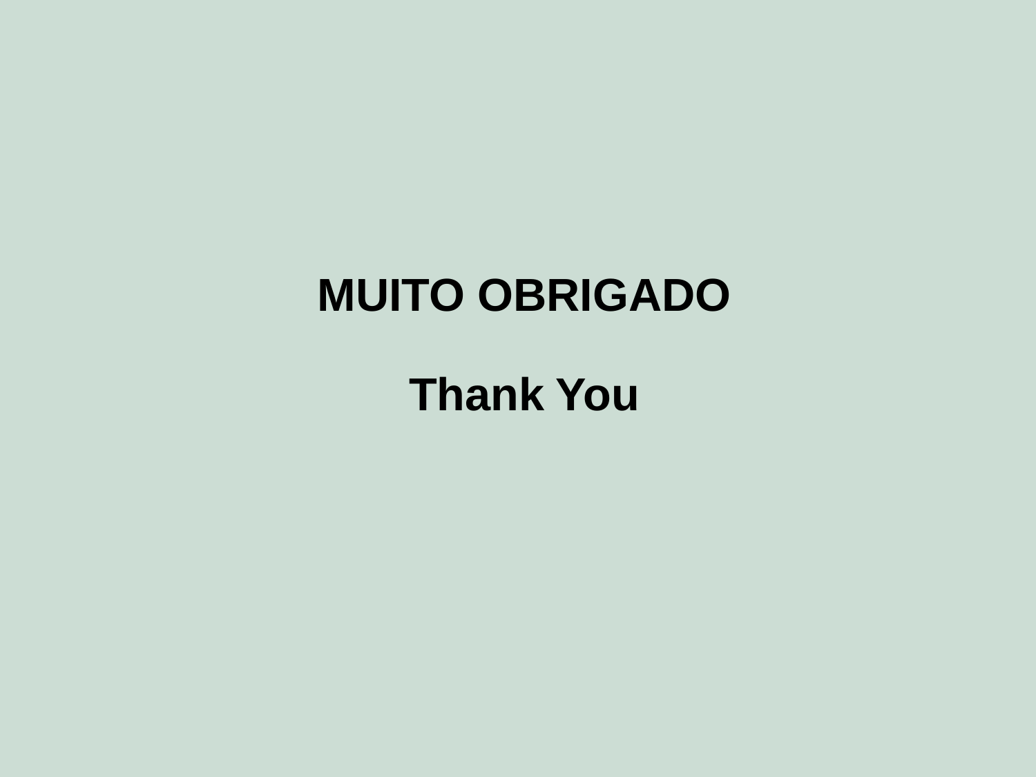**MUITO OBRIGADO**

**Thank You**